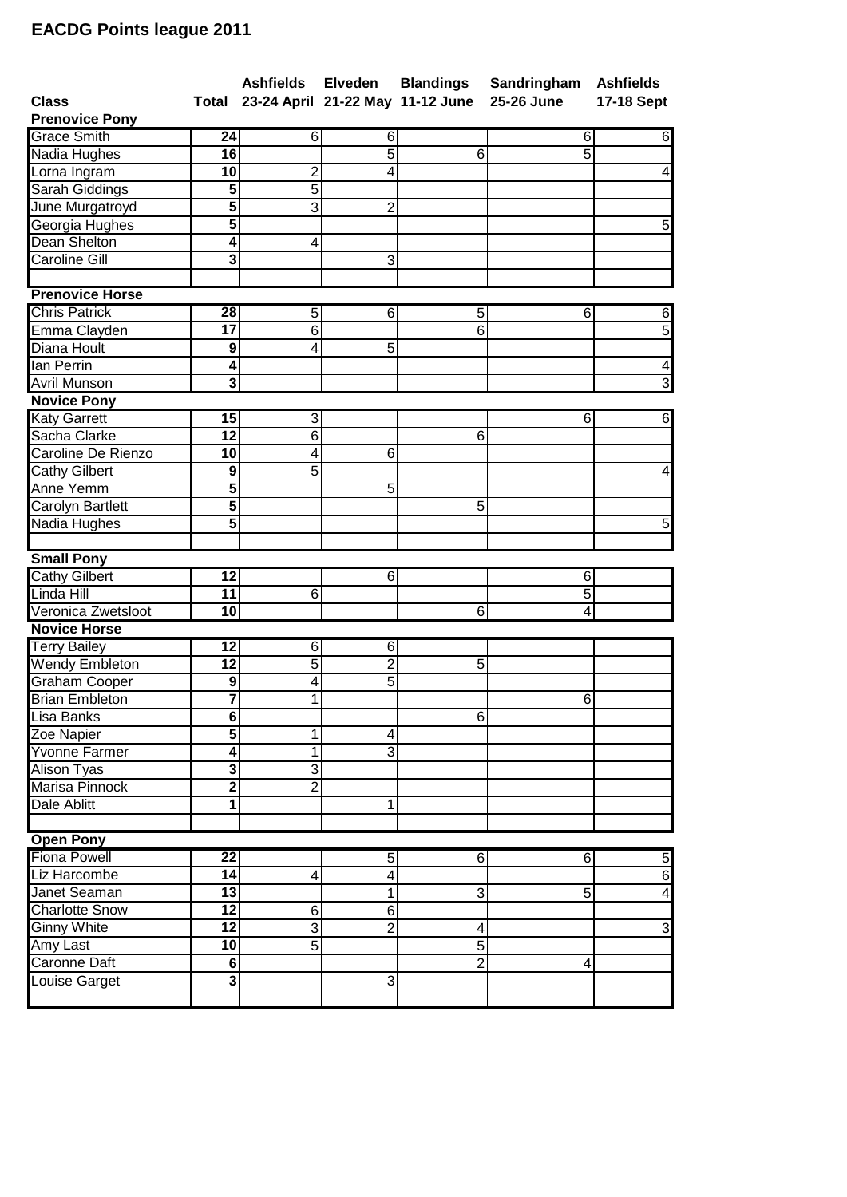# EACDG Points league 2011

| Class | Total | Ashfields 23-24 April | Elveden 21-22 May | Blandings 11-12 June | Sandringham 25-26 June | Ashfields 17-18 Sept |
|---|---|---|---|---|---|---|
| **Prenovice Pony** | | | | | | |
| Grace Smith | 24 | 6 | 6 | | 6 | 6 |
| Nadia Hughes | 16 | | 5 | 6 | 5 | |
| Lorna Ingram | 10 | 2 | 4 | | | 4 |
| Sarah Giddings | 5 | 5 | | | | |
| June Murgatroyd | 5 | 3 | 2 | | | |
| Georgia Hughes | 5 | | | | | 5 |
| Dean Shelton | 4 | 4 | | | | |
| Caroline Gill | 3 | | 3 | | | |
| | | | | | | |
| **Prenovice Horse** | | | | | | |
| Chris Patrick | 28 | 5 | 6 | 5 | 6 | 6 |
| Emma Clayden | 17 | 6 | | 6 | | 5 |
| Diana Hoult | 9 | 4 | 5 | | | |
| Ian Perrin | 4 | | | | | 4 |
| Avril Munson | 3 | | | | | 3 |
| **Novice Pony** | | | | | | |
| Katy Garrett | 15 | 3 | | | 6 | 6 |
| Sacha Clarke | 12 | 6 | | 6 | | |
| Caroline De Rienzo | 10 | 4 | 6 | | | |
| Cathy Gilbert | 9 | 5 | | | | 4 |
| Anne Yemm | 5 | | 5 | | | |
| Carolyn Bartlett | 5 | | | 5 | | |
| Nadia Hughes | 5 | | | | | 5 |
| | | | | | | |
| **Small Pony** | | | | | | |
| Cathy Gilbert | 12 | | 6 | | 6 | |
| Linda Hill | 11 | 6 | | | 5 | |
| Veronica Zwetsloot | 10 | | | 6 | 4 | |
| **Novice Horse** | | | | | | |
| Terry Bailey | 12 | 6 | 6 | | | |
| Wendy Embleton | 12 | 5 | 2 | 5 | | |
| Graham Cooper | 9 | 4 | 5 | | | |
| Brian Embleton | 7 | 1 | | | 6 | |
| Lisa Banks | 6 | | | 6 | | |
| Zoe Napier | 5 | 1 | 4 | | | |
| Yvonne Farmer | 4 | 1 | 3 | | | |
| Alison Tyas | 3 | 3 | | | | |
| Marisa Pinnock | 2 | 2 | | | | |
| Dale Ablitt | 1 | | 1 | | | |
| | | | | | | |
| **Open Pony** | | | | | | |
| Fiona Powell | 22 | | 5 | 6 | 6 | 5 |
| Liz Harcombe | 14 | 4 | 4 | | | 6 |
| Janet Seaman | 13 | | 1 | 3 | 5 | 4 |
| Charlotte Snow | 12 | 6 | 6 | | | |
| Ginny White | 12 | 3 | 2 | 4 | | 3 |
| Amy Last | 10 | 5 | | 5 | | |
| Caronne Daft | 6 | | | 2 | 4 | |
| Louise Garget | 3 | | 3 | | | |
| | | | | | | |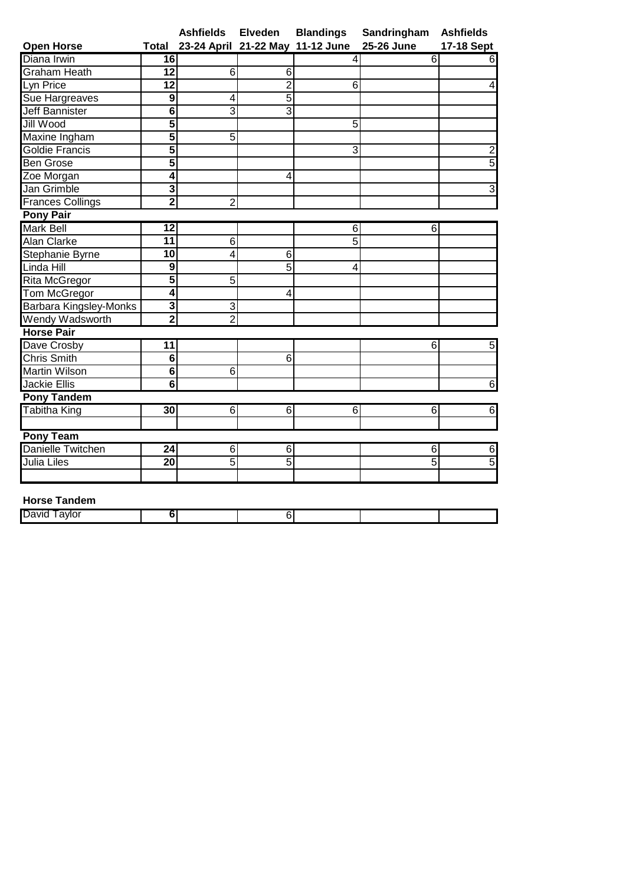| Open Horse | Total | Ashfields 23-24 April | Elveden 21-22 May | Blandings 11-12 June | Sandringham 25-26 June | Ashfields 17-18 Sept |
|---|---|---|---|---|---|---|
| Diana Irwin | 16 | | | 4 | 6 | 6 |
| Graham Heath | 12 | 6 | 6 | | | |
| Lyn Price | 12 | | 2 | 6 | | 4 |
| Sue Hargreaves | 9 | 4 | 5 | | | |
| Jeff Bannister | 6 | 3 | 3 | | | |
| Jill Wood | 5 | | | 5 | | |
| Maxine Ingham | 5 | 5 | | | | |
| Goldie Francis | 5 | | | 3 | | 2 |
| Ben Grose | 5 | | | | | 5 |
| Zoe Morgan | 4 | | 4 | | | |
| Jan Grimble | 3 | | | | | 3 |
| Frances Collings | 2 | 2 | | | | |
| **Pony Pair** | | | | | | |
| Mark Bell | 12 | | | 6 | 6 | |
| Alan Clarke | 11 | 6 | | 5 | | |
| Stephanie Byrne | 10 | 4 | 6 | | | |
| Linda Hill | 9 | | 5 | 4 | | |
| Rita McGregor | 5 | 5 | | | | |
| Tom McGregor | 4 | | 4 | | | |
| Barbara Kingsley-Monks | 3 | 3 | | | | |
| Wendy Wadsworth | 2 | 2 | | | | |
| **Horse Pair** | | | | | | |
| Dave Crosby | 11 | | | | 6 | 5 |
| Chris Smith | 6 | | 6 | | | |
| Martin Wilson | 6 | 6 | | | | |
| Jackie Ellis | 6 | | | | | 6 |
| **Pony Tandem** | | | | | | |
| Tabitha King | 30 | 6 | 6 | 6 | 6 | 6 |
| | | | | | | |
| **Pony Team** | | | | | | |
| Danielle Twitchen | 24 | 6 | 6 | | 6 | 6 |
| Julia Liles | 20 | 5 | 5 | | 5 | 5 |
| | | | | | | |
| **Horse Tandem** | | | | | | |
| David Taylor | 6 | | 6 | | | |